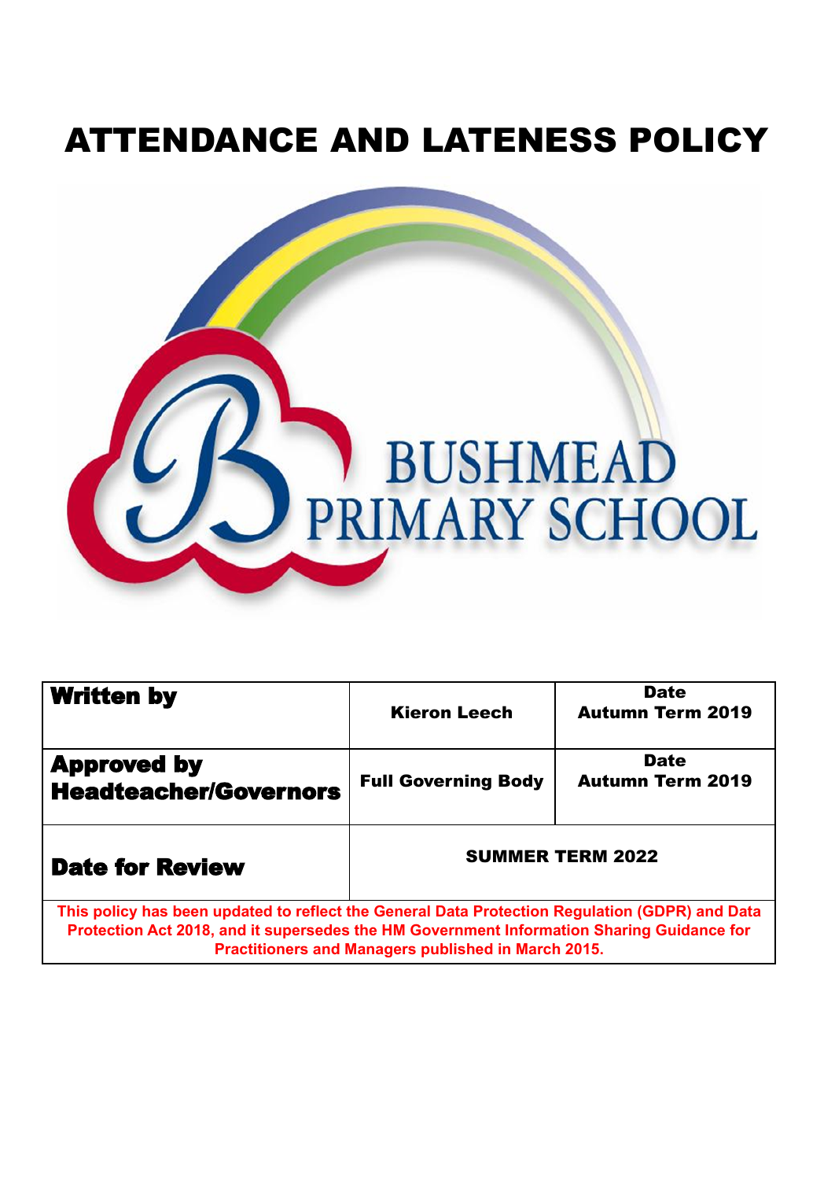# ATTENDANCE AND LATENESS POLICY

BUSHMEAD PRIMARY SCHOOL

| **Written by** | **Kieron Leech** | **Date Autumn Term 2019** |
|---|---|---|
| **Approved by Headteacher/Governors** | **Full Governing Body** | **Date Autumn Term 2019** |
| **Date for Review** | **SUMMER TERM 2022** | |
| **This policy has been updated to reflect the General Data Protection Regulation (GDPR) and Data Protection Act 2018, and it supersedes the HM Government Information Sharing Guidance for Practitioners and Managers published in March 2015.** | | |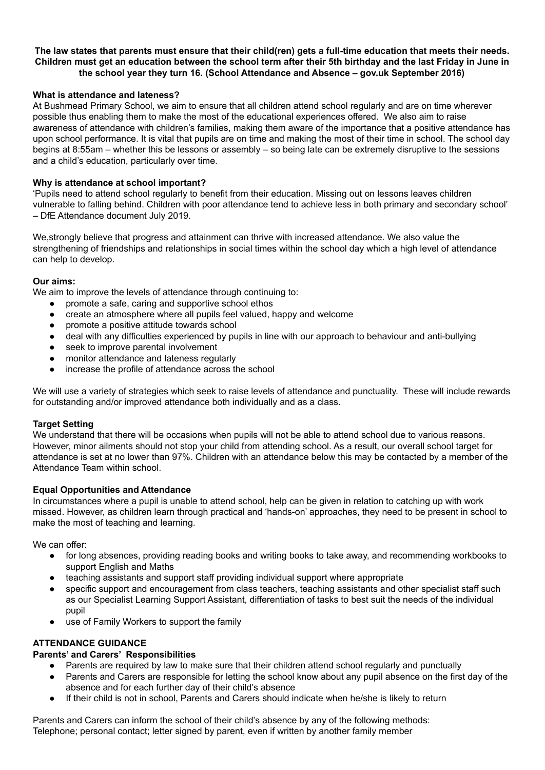**The law states that parents must ensure that their child(ren) gets a full-time education that meets their needs. Children must get an education between the school term after their 5th birthday and the last Friday in June in the school year they turn 16. (School Attendance and Absence – gov.uk September 2016)**

**What is attendance and lateness?**

At Bushmead Primary School, we aim to ensure that all children attend school regularly and are on time wherever possible thus enabling them to make the most of the educational experiences offered. We also aim to raise awareness of attendance with children's families, making them aware of the importance that a positive attendance has upon school performance. It is vital that pupils are on time and making the most of their time in school. The school day begins at 8:55am – whether this be lessons or assembly – so being late can be extremely disruptive to the sessions and a child's education, particularly over time.

**Why is attendance at school important?**

'Pupils need to attend school regularly to benefit from their education. Missing out on lessons leaves children vulnerable to falling behind. Children with poor attendance tend to achieve less in both primary and secondary school' – DfE Attendance document July 2019.

We,strongly believe that progress and attainment can thrive with increased attendance. We also value the strengthening of friendships and relationships in social times within the school day which a high level of attendance can help to develop.

**Our aims:**

We aim to improve the levels of attendance through continuing to:

- promote a safe, caring and supportive school ethos
- create an atmosphere where all pupils feel valued, happy and welcome
- promote a positive attitude towards school
- deal with any difficulties experienced by pupils in line with our approach to behaviour and anti-bullying
- seek to improve parental involvement
- monitor attendance and lateness regularly
- increase the profile of attendance across the school

We will use a variety of strategies which seek to raise levels of attendance and punctuality. These will include rewards for outstanding and/or improved attendance both individually and as a class.

**Target Setting**

We understand that there will be occasions when pupils will not be able to attend school due to various reasons. However, minor ailments should not stop your child from attending school. As a result, our overall school target for attendance is set at no lower than 97%. Children with an attendance below this may be contacted by a member of the Attendance Team within school.

**Equal Opportunities and Attendance**

In circumstances where a pupil is unable to attend school, help can be given in relation to catching up with work missed. However, as children learn through practical and 'hands-on' approaches, they need to be present in school to make the most of teaching and learning.

We can offer:

- for long absences, providing reading books and writing books to take away, and recommending workbooks to support English and Maths
- teaching assistants and support staff providing individual support where appropriate
- specific support and encouragement from class teachers, teaching assistants and other specialist staff such as our Specialist Learning Support Assistant, differentiation of tasks to best suit the needs of the individual pupil
- use of Family Workers to support the family

**ATTENDANCE GUIDANCE**

**Parents' and Carers' Responsibilities**

- Parents are required by law to make sure that their children attend school regularly and punctually
- Parents and Carers are responsible for letting the school know about any pupil absence on the first day of the absence and for each further day of their child's absence
- If their child is not in school, Parents and Carers should indicate when he/she is likely to return

Parents and Carers can inform the school of their child's absence by any of the following methods:
Telephone; personal contact; letter signed by parent, even if written by another family member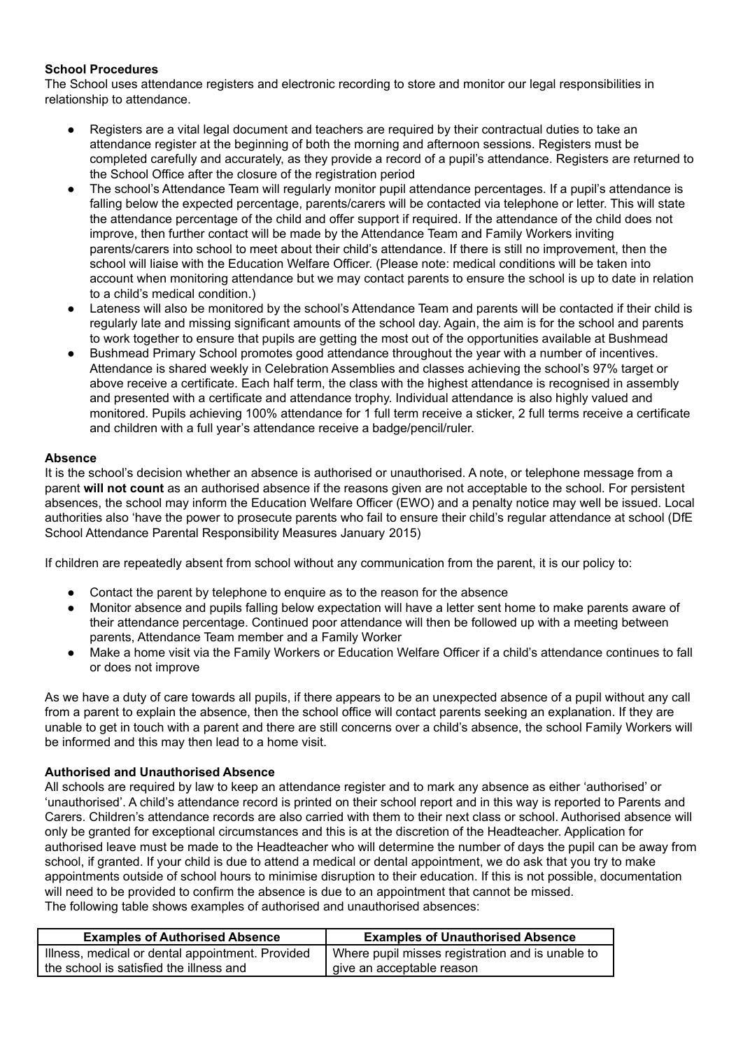**School Procedures**

The School uses attendance registers and electronic recording to store and monitor our legal responsibilities in relationship to attendance.

- Registers are a vital legal document and teachers are required by their contractual duties to take an attendance register at the beginning of both the morning and afternoon sessions. Registers must be completed carefully and accurately, as they provide a record of a pupil's attendance. Registers are returned to the School Office after the closure of the registration period
- The school's Attendance Team will regularly monitor pupil attendance percentages. If a pupil's attendance is falling below the expected percentage, parents/carers will be contacted via telephone or letter. This will state the attendance percentage of the child and offer support if required. If the attendance of the child does not improve, then further contact will be made by the Attendance Team and Family Workers inviting parents/carers into school to meet about their child's attendance. If there is still no improvement, then the school will liaise with the Education Welfare Officer. (Please note: medical conditions will be taken into account when monitoring attendance but we may contact parents to ensure the school is up to date in relation to a child's medical condition.)
- Lateness will also be monitored by the school's Attendance Team and parents will be contacted if their child is regularly late and missing significant amounts of the school day. Again, the aim is for the school and parents to work together to ensure that pupils are getting the most out of the opportunities available at Bushmead
- Bushmead Primary School promotes good attendance throughout the year with a number of incentives. Attendance is shared weekly in Celebration Assemblies and classes achieving the school's 97% target or above receive a certificate. Each half term, the class with the highest attendance is recognised in assembly and presented with a certificate and attendance trophy. Individual attendance is also highly valued and monitored. Pupils achieving 100% attendance for 1 full term receive a sticker, 2 full terms receive a certificate and children with a full year's attendance receive a badge/pencil/ruler.

**Absence**

It is the school's decision whether an absence is authorised or unauthorised. A note, or telephone message from a parent **will not count** as an authorised absence if the reasons given are not acceptable to the school. For persistent absences, the school may inform the Education Welfare Officer (EWO) and a penalty notice may well be issued. Local authorities also 'have the power to prosecute parents who fail to ensure their child's regular attendance at school (DfE School Attendance Parental Responsibility Measures January 2015)

If children are repeatedly absent from school without any communication from the parent, it is our policy to:

- Contact the parent by telephone to enquire as to the reason for the absence
- Monitor absence and pupils falling below expectation will have a letter sent home to make parents aware of their attendance percentage. Continued poor attendance will then be followed up with a meeting between parents, Attendance Team member and a Family Worker
- Make a home visit via the Family Workers or Education Welfare Officer if a child's attendance continues to fall or does not improve

As we have a duty of care towards all pupils, if there appears to be an unexpected absence of a pupil without any call from a parent to explain the absence, then the school office will contact parents seeking an explanation. If they are unable to get in touch with a parent and there are still concerns over a child's absence, the school Family Workers will be informed and this may then lead to a home visit.

**Authorised and Unauthorised Absence**

All schools are required by law to keep an attendance register and to mark any absence as either 'authorised' or 'unauthorised'. A child's attendance record is printed on their school report and in this way is reported to Parents and Carers. Children's attendance records are also carried with them to their next class or school. Authorised absence will only be granted for exceptional circumstances and this is at the discretion of the Headteacher. Application for authorised leave must be made to the Headteacher who will determine the number of days the pupil can be away from school, if granted. If your child is due to attend a medical or dental appointment, we do ask that you try to make appointments outside of school hours to minimise disruption to their education. If this is not possible, documentation will need to be provided to confirm the absence is due to an appointment that cannot be missed.

The following table shows examples of authorised and unauthorised absences:

| Examples of Authorised Absence | Examples of Unauthorised Absence |
|---|---|
| Illness, medical or dental appointment. Provided the school is satisfied the illness and | Where pupil misses registration and is unable to give an acceptable reason |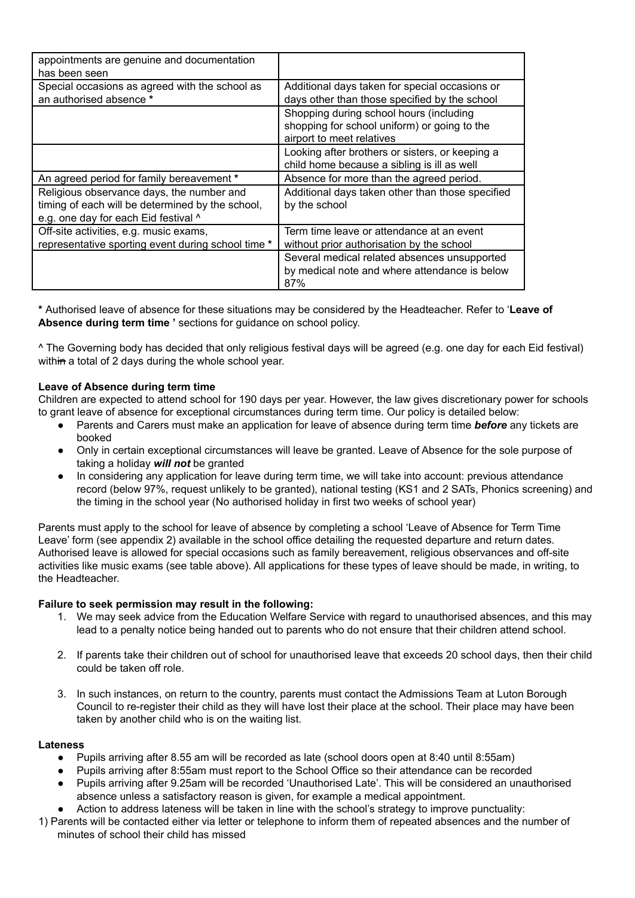| | |
|---|---|
| appointments are genuine and documentation has been seen | |
| Special occasions as agreed with the school as an authorised absence * | Additional days taken for special occasions or days other than those specified by the school |
| | Shopping during school hours (including shopping for school uniform) or going to the airport to meet relatives |
| | Looking after brothers or sisters, or keeping a child home because a sibling is ill as well |
| An agreed period for family bereavement * | Absence for more than the agreed period. |
| Religious observance days, the number and timing of each will be determined by the school, e.g. one day for each Eid festival ^ | Additional days taken other than those specified by the school |
| Off-site activities, e.g. music exams, representative sporting event during school time * | Term time leave or attendance at an event without prior authorisation by the school |
| | Several medical related absences unsupported by medical note and where attendance is below 87% |

**\*** Authorised leave of absence for these situations may be considered by the Headteacher. Refer to '**Leave of Absence during term time '** sections for guidance on school policy.

^ The Governing body has decided that only religious festival days will be agreed (e.g. one day for each Eid festival) within a total of 2 days during the whole school year.

**Leave of Absence during term time**

Children are expected to attend school for 190 days per year. However, the law gives discretionary power for schools to grant leave of absence for exceptional circumstances during term time. Our policy is detailed below:

- Parents and Carers must make an application for leave of absence during term time ***before*** any tickets are booked
- Only in certain exceptional circumstances will leave be granted. Leave of Absence for the sole purpose of taking a holiday ***will not*** be granted
- In considering any application for leave during term time, we will take into account: previous attendance record (below 97%, request unlikely to be granted), national testing (KS1 and 2 SATs, Phonics screening) and the timing in the school year (No authorised holiday in first two weeks of school year)

Parents must apply to the school for leave of absence by completing a school 'Leave of Absence for Term Time Leave' form (see appendix 2) available in the school office detailing the requested departure and return dates. Authorised leave is allowed for special occasions such as family bereavement, religious observances and off-site activities like music exams (see table above). All applications for these types of leave should be made, in writing, to the Headteacher.

**Failure to seek permission may result in the following:**

1. We may seek advice from the Education Welfare Service with regard to unauthorised absences, and this may lead to a penalty notice being handed out to parents who do not ensure that their children attend school.
2. If parents take their children out of school for unauthorised leave that exceeds 20 school days, then their child could be taken off role.
3. In such instances, on return to the country, parents must contact the Admissions Team at Luton Borough Council to re-register their child as they will have lost their place at the school. Their place may have been taken by another child who is on the waiting list.

**Lateness**

- Pupils arriving after 8.55 am will be recorded as late (school doors open at 8:40 until 8:55am)
- Pupils arriving after 8:55am must report to the School Office so their attendance can be recorded
- Pupils arriving after 9.25am will be recorded 'Unauthorised Late'. This will be considered an unauthorised absence unless a satisfactory reason is given, for example a medical appointment.
- Action to address lateness will be taken in line with the school's strategy to improve punctuality:

1) Parents will be contacted either via letter or telephone to inform them of repeated absences and the number of minutes of school their child has missed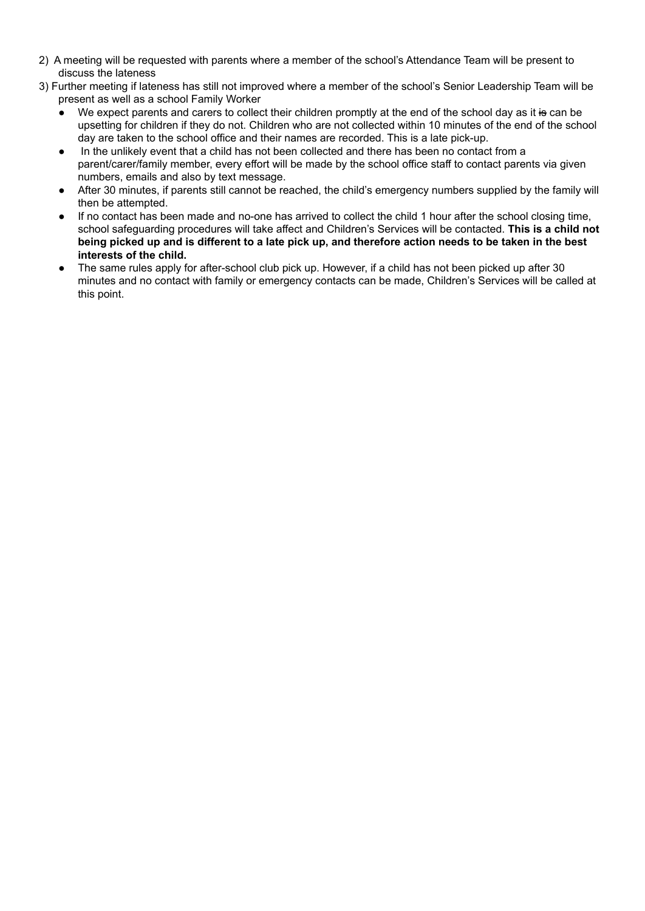2) A meeting will be requested with parents where a member of the school's Attendance Team will be present to discuss the lateness

3) Further meeting if lateness has still not improved where a member of the school's Senior Leadership Team will be present as well as a school Family Worker

- We expect parents and carers to collect their children promptly at the end of the school day as it ~~is~~ can be upsetting for children if they do not. Children who are not collected within 10 minutes of the end of the school day are taken to the school office and their names are recorded. This is a late pick-up.
- In the unlikely event that a child has not been collected and there has been no contact from a parent/carer/family member, every effort will be made by the school office staff to contact parents via given numbers, emails and also by text message.
- After 30 minutes, if parents still cannot be reached, the child's emergency numbers supplied by the family will then be attempted.
- If no contact has been made and no-one has arrived to collect the child 1 hour after the school closing time, school safeguarding procedures will take affect and Children's Services will be contacted. **This is a child not being picked up and is different to a late pick up, and therefore action needs to be taken in the best interests of the child.**
- The same rules apply for after-school club pick up. However, if a child has not been picked up after 30 minutes and no contact with family or emergency contacts can be made, Children's Services will be called at this point.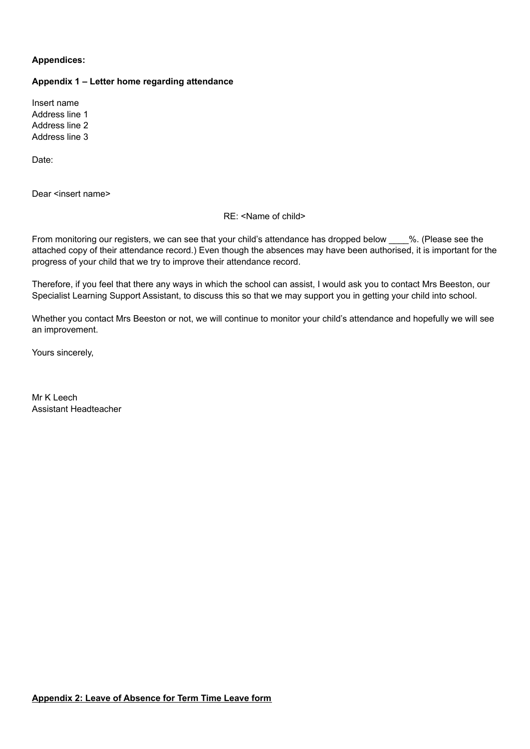**Appendices:**

**Appendix 1 – Letter home regarding attendance**

Insert name
Address line 1
Address line 2
Address line 3

Date:

Dear <insert name>

RE: <Name of child>

From monitoring our registers, we can see that your child's attendance has dropped below ____%. (Please see the attached copy of their attendance record.) Even though the absences may have been authorised, it is important for the progress of your child that we try to improve their attendance record.

Therefore, if you feel that there any ways in which the school can assist, I would ask you to contact Mrs Beeston, our Specialist Learning Support Assistant, to discuss this so that we may support you in getting your child into school.

Whether you contact Mrs Beeston or not, we will continue to monitor your child's attendance and hopefully we will see an improvement.

Yours sincerely,

Mr K Leech
Assistant Headteacher

**Appendix 2: Leave of Absence for Term Time Leave form**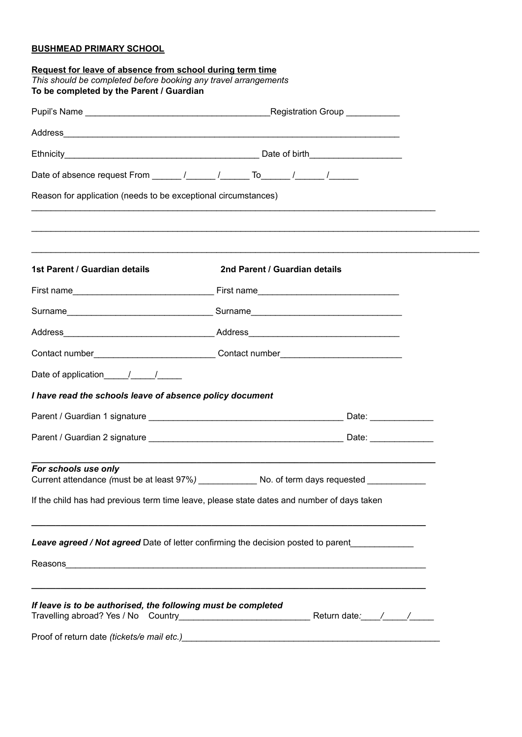**BUSHMEAD PRIMARY SCHOOL**

**Request for leave of absence from school during term time**
*This should be completed before booking any travel arrangements*
**To be completed by the Parent / Guardian**

Pupil's Name _____________________________________Registration Group ___________

Address_______________________________________________________________________

Ethnicity_______________________________________ Date of birth__________________

Date of absence request From ______ /______ /______ To______ /______ /______

Reason for application (needs to be exceptional circumstances)

_________________________________________________________________________________

_________________________________________________________________________________

_________________________________________________________________________________

**1st Parent / Guardian details** **2nd Parent / Guardian details**

First name____________________________ First name____________________________

Surname_____________________________ Surname______________________________

Address______________________________ Address______________________________

Contact number________________________ Contact number________________________

Date of application_____/_____/_____

***I have read the schools leave of absence policy document***

Parent / Guardian 1 signature _______________________________________ Date: _____________

Parent / Guardian 2 signature _______________________________________ Date: _____________

---

***For schools use only***
Current attendance *(must be at least 97%)* ____________ No. of term days requested ____________

If the child has had previous term time leave, please state dates and number of days taken

_________________________________________________________________________________

***Leave agreed / Not agreed*** Date of letter confirming the decision posted to parent_____________

Reasons______________________________________________________________________

_________________________________________________________________________________

***If leave is to be authorised, the following must be completed***
Travelling abroad? Yes / No Country___________________________ Return date:____/_____/_____

Proof of return date *(tickets/e mail etc.)*______________________________________________________